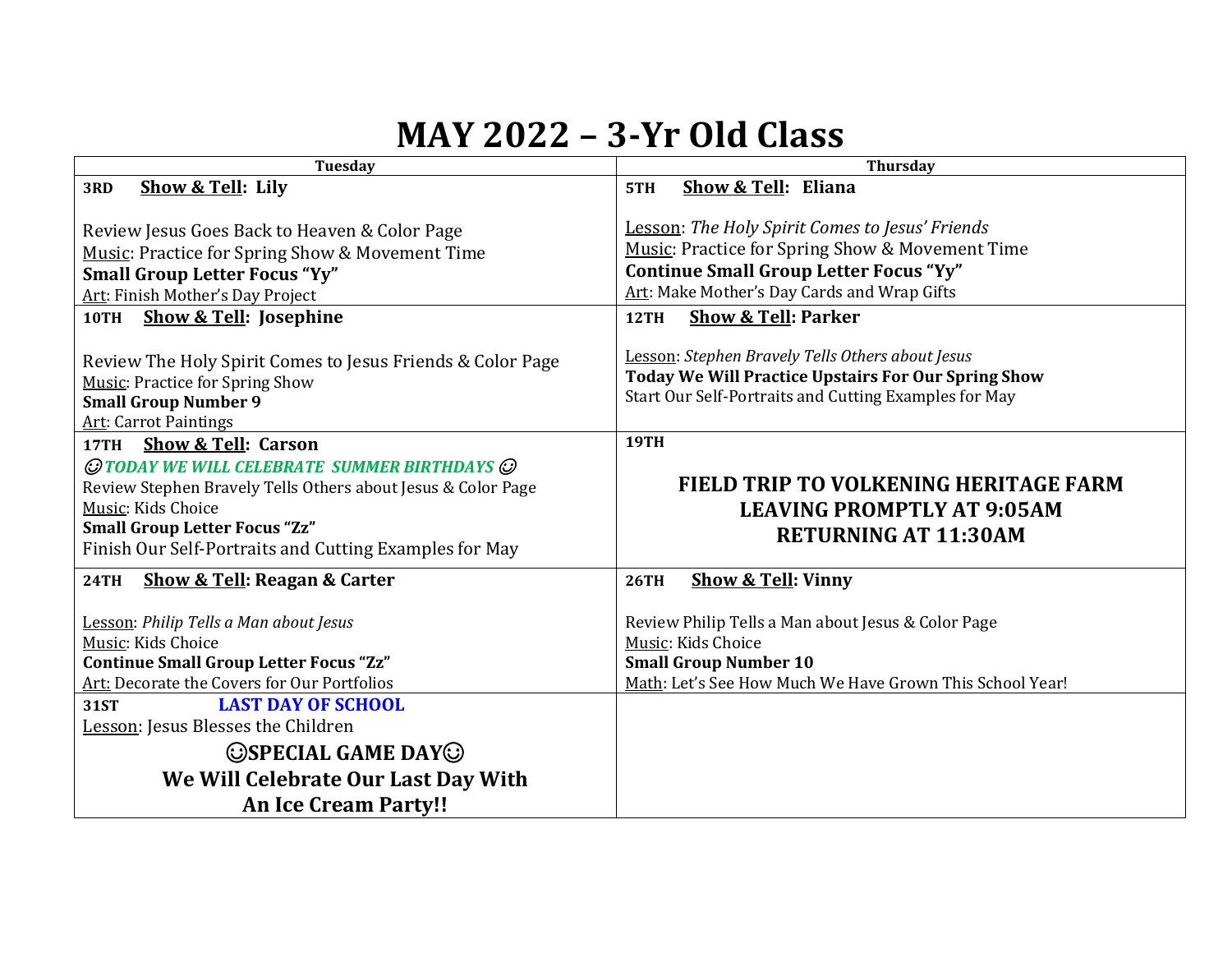# MAY 2022 – 3-Yr Old Class

| Tuesday | Thursday |
|---|---|
| **3RD** **Show & Tell: Lily**<br><br>Review Jesus Goes Back to Heaven & Color Page<br>Music: Practice for Spring Show & Movement Time<br>**Small Group Letter Focus "Yy"**<br>Art: Finish Mother's Day Project | **5TH** **Show & Tell: Eliana**<br><br>Lesson: *The Holy Spirit Comes to Jesus' Friends*<br>Music: Practice for Spring Show & Movement Time<br>**Continue Small Group Letter Focus "Yy"**<br>Art: Make Mother's Day Cards and Wrap Gifts |
| **10TH** **Show & Tell: Josephine**<br><br>Review The Holy Spirit Comes to Jesus Friends & Color Page<br>Music: Practice for Spring Show<br>**Small Group Number 9**<br>Art: Carrot Paintings | **12TH** **Show & Tell: Parker**<br><br>Lesson: *Stephen Bravely Tells Others about Jesus*<br>**Today We Will Practice Upstairs For Our Spring Show**<br>Start Our Self-Portraits and Cutting Examples for May |
| **17TH** **Show & Tell: Carson**<br>☺ ***TODAY WE WILL CELEBRATE SUMMER BIRTHDAYS*** ☺<br>Review Stephen Bravely Tells Others about Jesus & Color Page<br>Music: Kids Choice<br>**Small Group Letter Focus "Zz"**<br>Finish Our Self-Portraits and Cutting Examples for May | **19TH**<br><br>**FIELD TRIP TO VOLKENING HERITAGE FARM**<br>**LEAVING PROMPTLY AT 9:05AM**<br>**RETURNING AT 11:30AM** |
| **24TH** **Show & Tell: Reagan & Carter**<br><br>Lesson: *Philip Tells a Man about Jesus*<br>Music: Kids Choice<br>**Continue Small Group Letter Focus "Zz"**<br>Art: Decorate the Covers for Our Portfolios | **26TH** **Show & Tell: Vinny**<br><br>Review Philip Tells a Man about Jesus & Color Page<br>Music: Kids Choice<br>**Small Group Number 10**<br>Math: Let's See How Much We Have Grown This School Year! |
| **31ST** **LAST DAY OF SCHOOL**<br>Lesson: Jesus Blesses the Children<br>**☺SPECIAL GAME DAY☺**<br>**We Will Celebrate Our Last Day With An Ice Cream Party!!** | |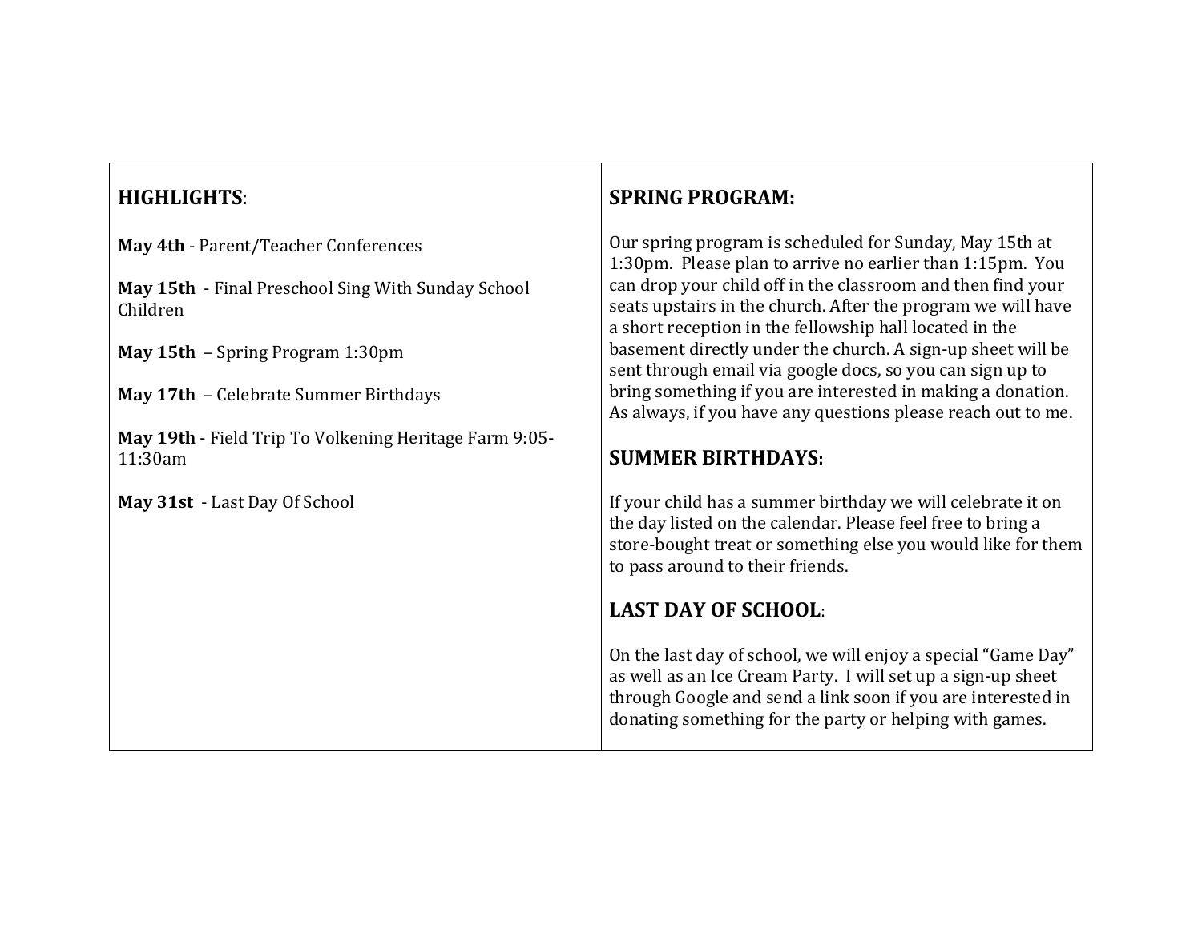## HIGHLIGHTS:

**May 4th** - Parent/Teacher Conferences

**May 15th** - Final Preschool Sing With Sunday School Children

**May 15th** – Spring Program 1:30pm

**May 17th** – Celebrate Summer Birthdays

**May 19th** - Field Trip To Volkening Heritage Farm 9:05-11:30am

**May 31st** - Last Day Of School

## SPRING PROGRAM:

Our spring program is scheduled for Sunday, May 15th at 1:30pm. Please plan to arrive no earlier than 1:15pm. You can drop your child off in the classroom and then find your seats upstairs in the church. After the program we will have a short reception in the fellowship hall located in the basement directly under the church. A sign-up sheet will be sent through email via google docs, so you can sign up to bring something if you are interested in making a donation. As always, if you have any questions please reach out to me.

## SUMMER BIRTHDAYS:

If your child has a summer birthday we will celebrate it on the day listed on the calendar. Please feel free to bring a store-bought treat or something else you would like for them to pass around to their friends.

## LAST DAY OF SCHOOL:

On the last day of school, we will enjoy a special "Game Day" as well as an Ice Cream Party. I will set up a sign-up sheet through Google and send a link soon if you are interested in donating something for the party or helping with games.